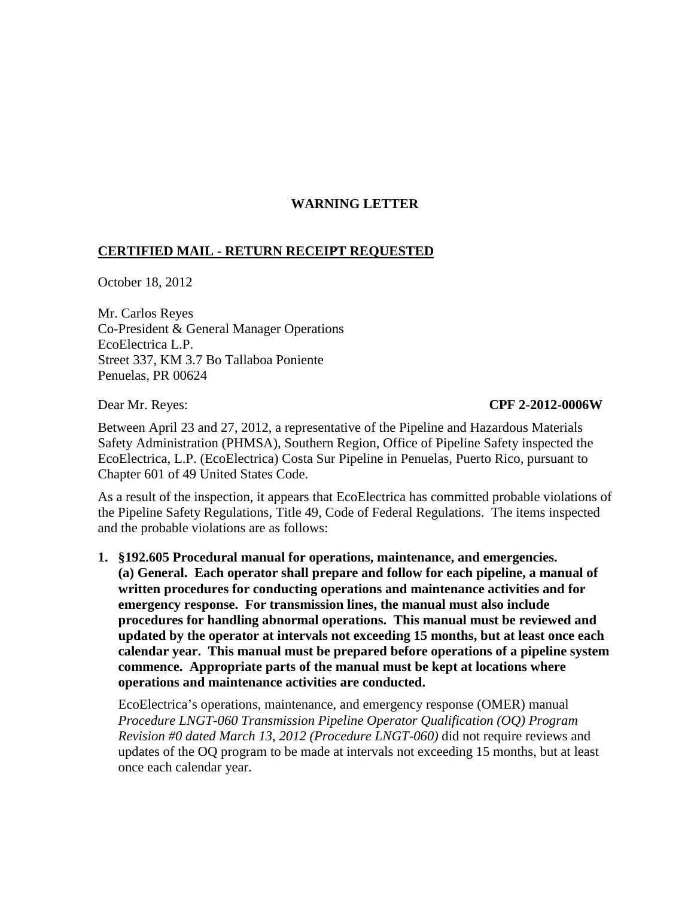# WARNING LETTER

**CERTIFIED MAIL - RETURN RECEIPT REQUESTED**

October 18, 2012

Mr. Carlos Reyes
Co-President & General Manager Operations
EcoElectrica L.P.
Street 337, KM 3.7 Bo Tallaboa Poniente
Penuelas, PR 00624

Dear Mr. Reyes: **CPF 2-2012-0006W**

Between April 23 and 27, 2012, a representative of the Pipeline and Hazardous Materials Safety Administration (PHMSA), Southern Region, Office of Pipeline Safety inspected the EcoElectrica, L.P. (EcoElectrica) Costa Sur Pipeline in Penuelas, Puerto Rico, pursuant to Chapter 601 of 49 United States Code.

As a result of the inspection, it appears that EcoElectrica has committed probable violations of the Pipeline Safety Regulations, Title 49, Code of Federal Regulations. The items inspected and the probable violations are as follows:

1. **§192.605 Procedural manual for operations, maintenance, and emergencies.**
   **(a) General. Each operator shall prepare and follow for each pipeline, a manual of written procedures for conducting operations and maintenance activities and for emergency response. For transmission lines, the manual must also include procedures for handling abnormal operations. This manual must be reviewed and updated by the operator at intervals not exceeding 15 months, but at least once each calendar year. This manual must be prepared before operations of a pipeline system commence. Appropriate parts of the manual must be kept at locations where operations and maintenance activities are conducted.**

   EcoElectrica's operations, maintenance, and emergency response (OMER) manual *Procedure LNGT-060 Transmission Pipeline Operator Qualification (OQ) Program Revision #0 dated March 13, 2012 (Procedure LNGT-060)* did not require reviews and updates of the OQ program to be made at intervals not exceeding 15 months, but at least once each calendar year.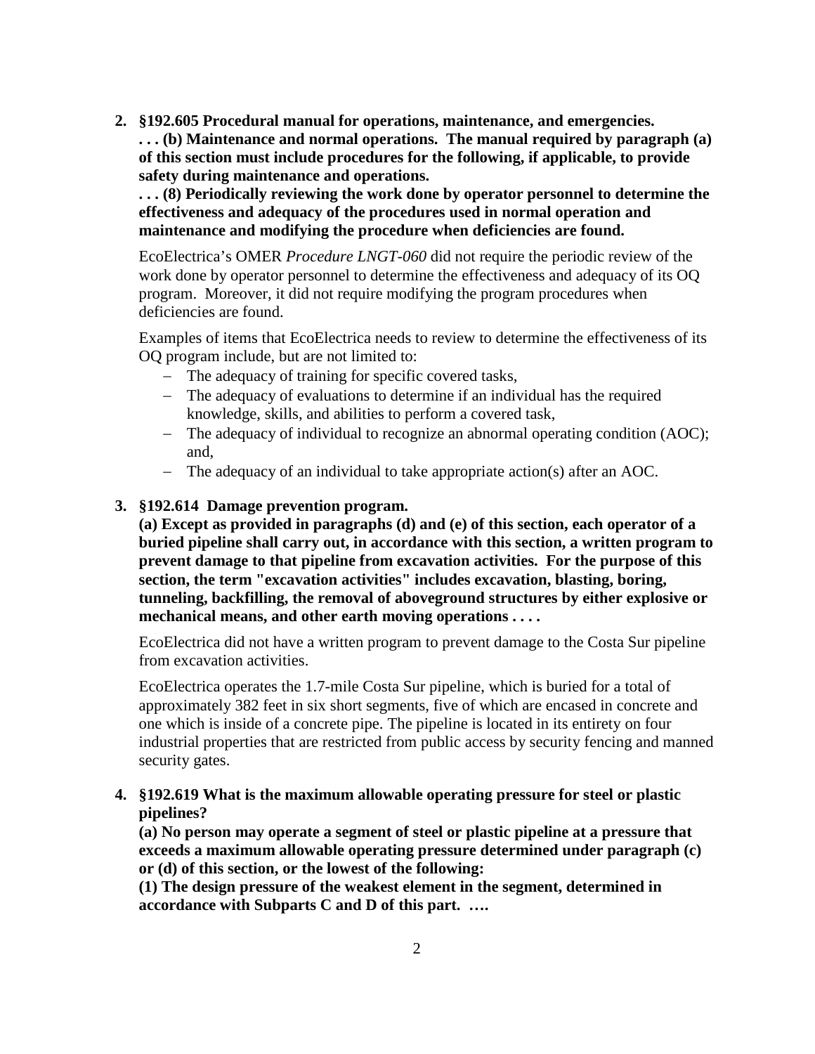2. **§192.605 Procedural manual for operations, maintenance, and emergencies.**
   **. . . (b) Maintenance and normal operations. The manual required by paragraph (a) of this section must include procedures for the following, if applicable, to provide safety during maintenance and operations.**
   **. . . (8) Periodically reviewing the work done by operator personnel to determine the effectiveness and adequacy of the procedures used in normal operation and maintenance and modifying the procedure when deficiencies are found.**

   EcoElectrica's OMER *Procedure LNGT-060* did not require the periodic review of the work done by operator personnel to determine the effectiveness and adequacy of its OQ program. Moreover, it did not require modifying the program procedures when deficiencies are found.

   Examples of items that EcoElectrica needs to review to determine the effectiveness of its OQ program include, but are not limited to:
   - The adequacy of training for specific covered tasks,
   - The adequacy of evaluations to determine if an individual has the required knowledge, skills, and abilities to perform a covered task,
   - The adequacy of individual to recognize an abnormal operating condition (AOC); and,
   - The adequacy of an individual to take appropriate action(s) after an AOC.

3. **§192.614 Damage prevention program.**
   **(a) Except as provided in paragraphs (d) and (e) of this section, each operator of a buried pipeline shall carry out, in accordance with this section, a written program to prevent damage to that pipeline from excavation activities. For the purpose of this section, the term "excavation activities" includes excavation, blasting, boring, tunneling, backfilling, the removal of aboveground structures by either explosive or mechanical means, and other earth moving operations . . . .**

   EcoElectrica did not have a written program to prevent damage to the Costa Sur pipeline from excavation activities.

   EcoElectrica operates the 1.7-mile Costa Sur pipeline, which is buried for a total of approximately 382 feet in six short segments, five of which are encased in concrete and one which is inside of a concrete pipe. The pipeline is located in its entirety on four industrial properties that are restricted from public access by security fencing and manned security gates.

4. **§192.619 What is the maximum allowable operating pressure for steel or plastic pipelines?**
   **(a) No person may operate a segment of steel or plastic pipeline at a pressure that exceeds a maximum allowable operating pressure determined under paragraph (c) or (d) of this section, or the lowest of the following:**
   **(1) The design pressure of the weakest element in the segment, determined in accordance with Subparts C and D of this part. ….**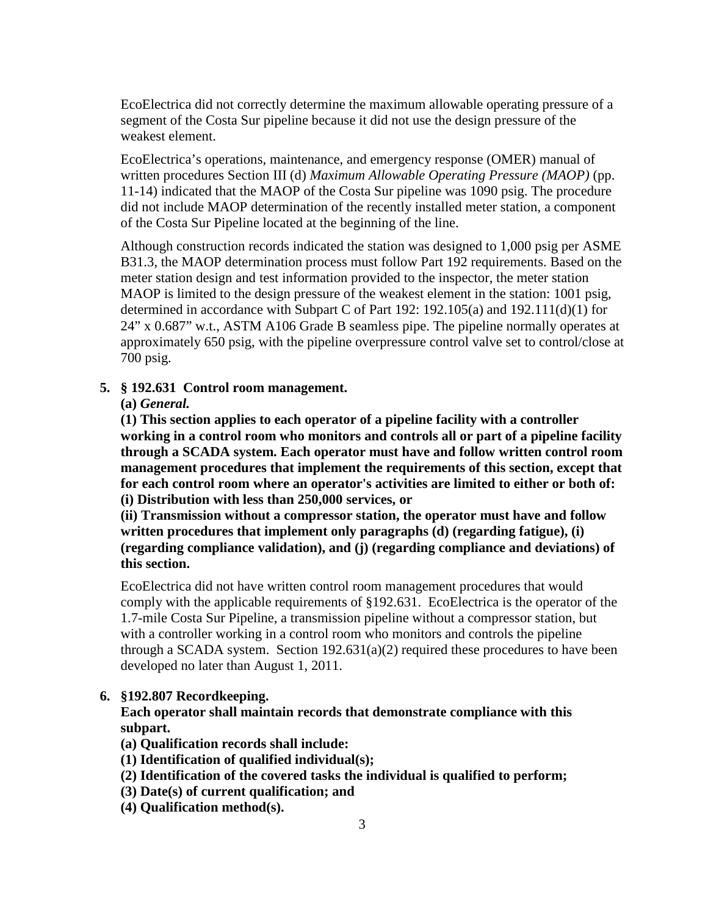EcoElectrica did not correctly determine the maximum allowable operating pressure of a segment of the Costa Sur pipeline because it did not use the design pressure of the weakest element.

EcoElectrica's operations, maintenance, and emergency response (OMER) manual of written procedures Section III (d) *Maximum Allowable Operating Pressure (MAOP)* (pp. 11-14) indicated that the MAOP of the Costa Sur pipeline was 1090 psig. The procedure did not include MAOP determination of the recently installed meter station, a component of the Costa Sur Pipeline located at the beginning of the line.

Although construction records indicated the station was designed to 1,000 psig per ASME B31.3, the MAOP determination process must follow Part 192 requirements. Based on the meter station design and test information provided to the inspector, the meter station MAOP is limited to the design pressure of the weakest element in the station: 1001 psig, determined in accordance with Subpart C of Part 192: 192.105(a) and 192.111(d)(1) for 24" x 0.687" w.t., ASTM A106 Grade B seamless pipe. The pipeline normally operates at approximately 650 psig, with the pipeline overpressure control valve set to control/close at 700 psig.

5. **§ 192.631 Control room management.**

   **(a)** ***General.***

   **(1) This section applies to each operator of a pipeline facility with a controller working in a control room who monitors and controls all or part of a pipeline facility through a SCADA system. Each operator must have and follow written control room management procedures that implement the requirements of this section, except that for each control room where an operator's activities are limited to either or both of:**

   **(i) Distribution with less than 250,000 services, or**

   **(ii) Transmission without a compressor station, the operator must have and follow written procedures that implement only paragraphs (d) (regarding fatigue), (i) (regarding compliance validation), and (j) (regarding compliance and deviations) of this section.**

   EcoElectrica did not have written control room management procedures that would comply with the applicable requirements of §192.631. EcoElectrica is the operator of the 1.7-mile Costa Sur Pipeline, a transmission pipeline without a compressor station, but with a controller working in a control room who monitors and controls the pipeline through a SCADA system. Section 192.631(a)(2) required these procedures to have been developed no later than August 1, 2011.

6. **§192.807 Recordkeeping.**

   **Each operator shall maintain records that demonstrate compliance with this subpart.**

   **(a) Qualification records shall include:**

   **(1) Identification of qualified individual(s);**

   **(2) Identification of the covered tasks the individual is qualified to perform;**

   **(3) Date(s) of current qualification; and**

   **(4) Qualification method(s).**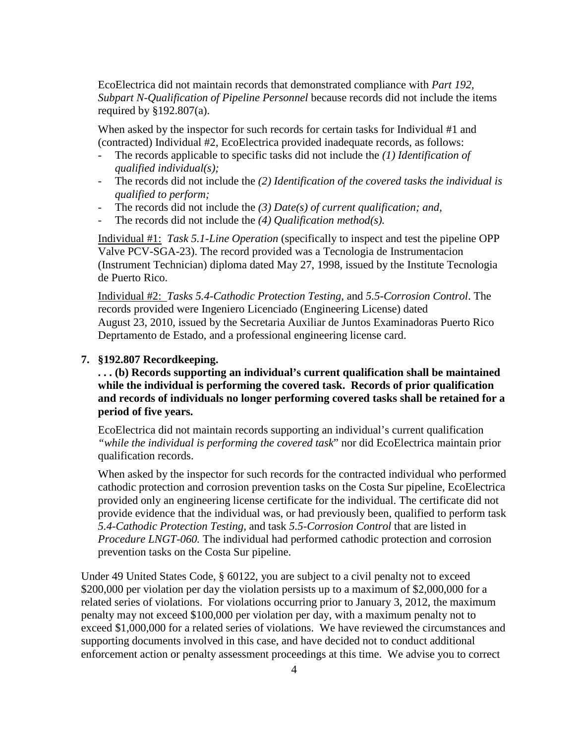EcoElectrica did not maintain records that demonstrated compliance with *Part 192, Subpart N-Qualification of Pipeline Personnel* because records did not include the items required by §192.807(a).

When asked by the inspector for such records for certain tasks for Individual #1 and (contracted) Individual #2, EcoElectrica provided inadequate records, as follows:

- The records applicable to specific tasks did not include the *(1) Identification of qualified individual(s);*
- The records did not include the *(2) Identification of the covered tasks the individual is qualified to perform;*
- The records did not include the *(3) Date(s) of current qualification; and,*
- The records did not include the *(4) Qualification method(s).*

Individual #1: *Task 5.1-Line Operation* (specifically to inspect and test the pipeline OPP Valve PCV-SGA-23). The record provided was a Tecnologia de Instrumentacion (Instrument Technician) diploma dated May 27, 1998, issued by the Institute Tecnologia de Puerto Rico.

Individual #2: *Tasks 5.4-Cathodic Protection Testing*, and *5.5-Corrosion Control*. The records provided were Ingeniero Licenciado (Engineering License) dated August 23, 2010, issued by the Secretaria Auxiliar de Juntos Examinadoras Puerto Rico Deprtamento de Estado, and a professional engineering license card.

**7. §192.807 Recordkeeping.**

**. . . (b) Records supporting an individual's current qualification shall be maintained while the individual is performing the covered task. Records of prior qualification and records of individuals no longer performing covered tasks shall be retained for a period of five years.**

EcoElectrica did not maintain records supporting an individual's current qualification *"while the individual is performing the covered task*" nor did EcoElectrica maintain prior qualification records.

When asked by the inspector for such records for the contracted individual who performed cathodic protection and corrosion prevention tasks on the Costa Sur pipeline, EcoElectrica provided only an engineering license certificate for the individual. The certificate did not provide evidence that the individual was, or had previously been, qualified to perform task *5.4-Cathodic Protection Testing,* and task *5.5-Corrosion Control* that are listed in *Procedure LNGT-060.* The individual had performed cathodic protection and corrosion prevention tasks on the Costa Sur pipeline.

Under 49 United States Code, § 60122, you are subject to a civil penalty not to exceed $200,000 per violation per day the violation persists up to a maximum of $2,000,000 for a related series of violations. For violations occurring prior to January 3, 2012, the maximum penalty may not exceed $100,000 per violation per day, with a maximum penalty not to exceed $1,000,000 for a related series of violations. We have reviewed the circumstances and supporting documents involved in this case, and have decided not to conduct additional enforcement action or penalty assessment proceedings at this time. We advise you to correct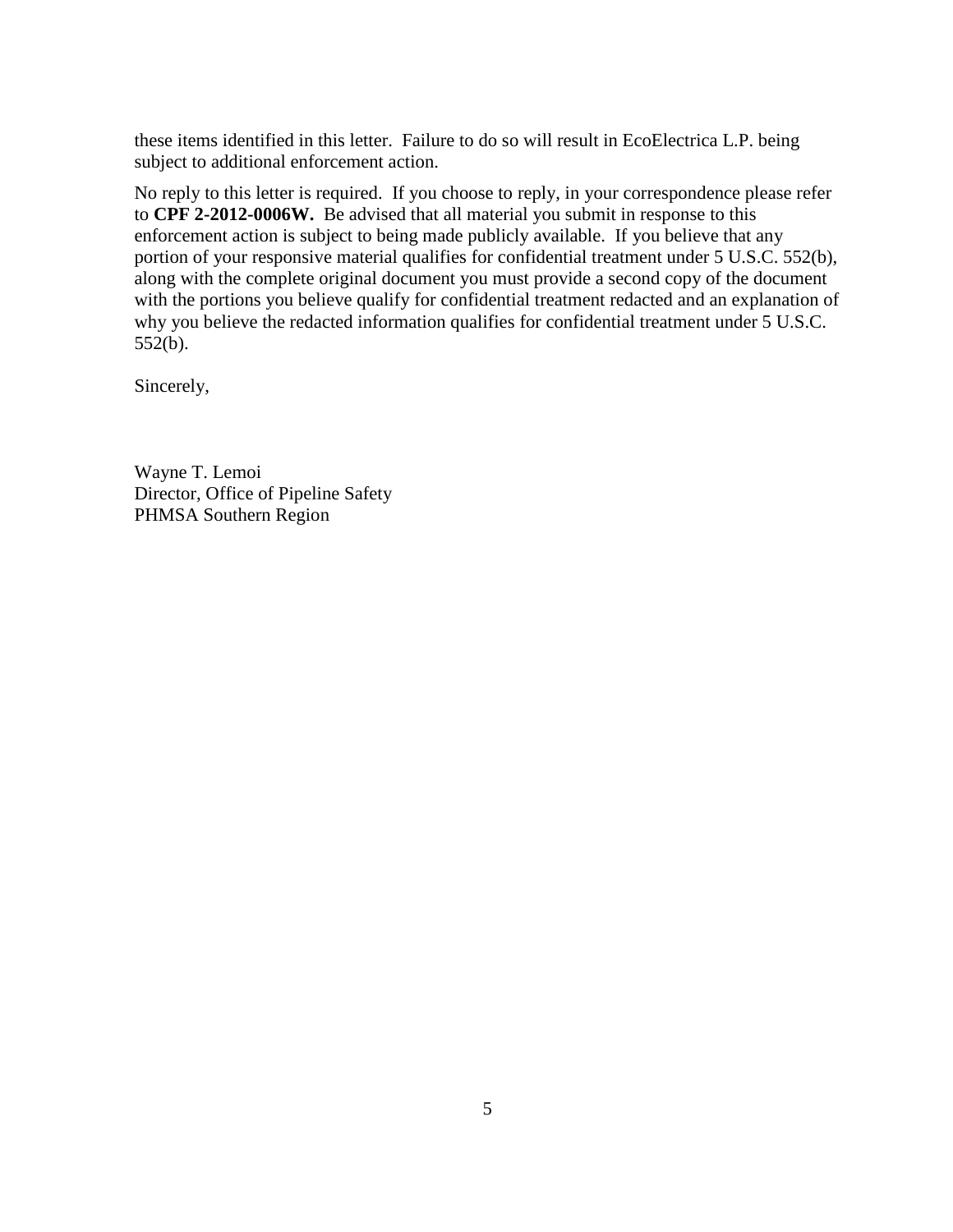these items identified in this letter. Failure to do so will result in EcoElectrica L.P. being subject to additional enforcement action.

No reply to this letter is required. If you choose to reply, in your correspondence please refer to **CPF 2-2012-0006W.** Be advised that all material you submit in response to this enforcement action is subject to being made publicly available. If you believe that any portion of your responsive material qualifies for confidential treatment under 5 U.S.C. 552(b), along with the complete original document you must provide a second copy of the document with the portions you believe qualify for confidential treatment redacted and an explanation of why you believe the redacted information qualifies for confidential treatment under 5 U.S.C. 552(b).

Sincerely,

Wayne T. Lemoi
Director, Office of Pipeline Safety
PHMSA Southern Region